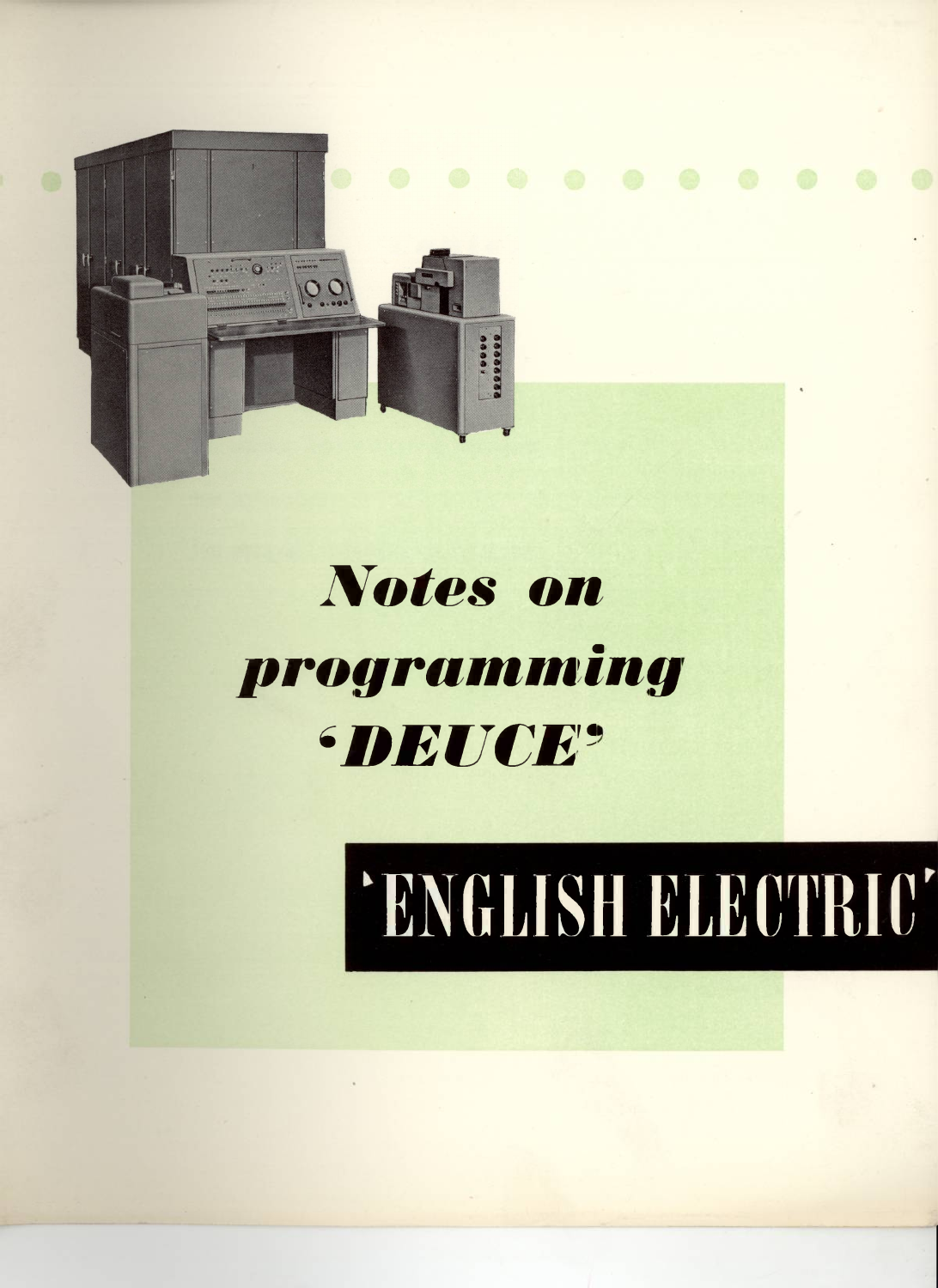# *Notes on programming 'DEUCE'*

'ENGLISH ELECTRIC'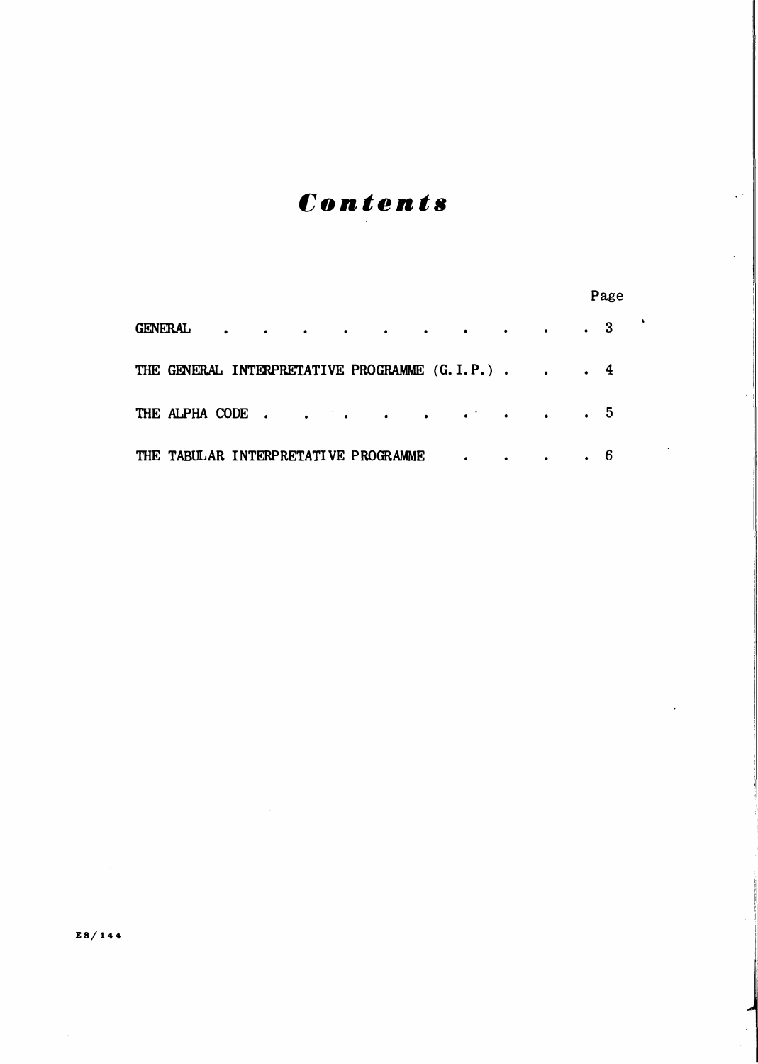# Contents

| | Page |
|---|---|
| GENERAL | 3 |
| THE GENERAL INTERPRETATIVE PROGRAMME (G.I.P.) | 4 |
| THE ALPHA CODE | 5 |
| THE TABULAR INTERPRETATIVE PROGRAMME | 6 |

ES/144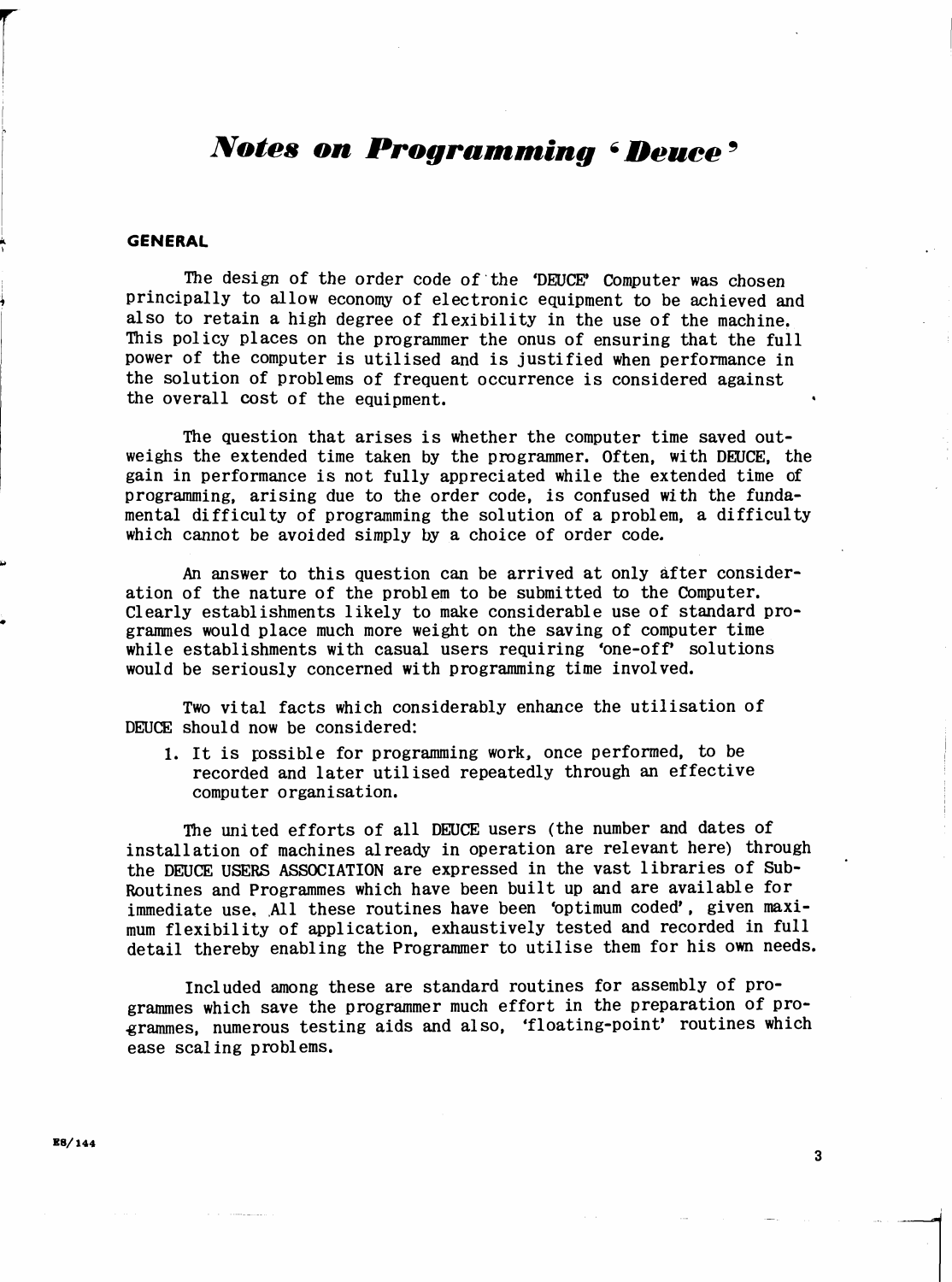# *Notes on Programming 'Deuce'*

## GENERAL

The design of the order code of the 'DEUCE' Computer was chosen principally to allow economy of electronic equipment to be achieved and also to retain a high degree of flexibility in the use of the machine. This policy places on the programmer the onus of ensuring that the full power of the computer is utilised and is justified when performance in the solution of problems of frequent occurrence is considered against the overall cost of the equipment.

The question that arises is whether the computer time saved outweighs the extended time taken by the programmer. Often, with DEUCE, the gain in performance is not fully appreciated while the extended time of programming, arising due to the order code, is confused with the fundamental difficulty of programming the solution of a problem, a difficulty which cannot be avoided simply by a choice of order code.

An answer to this question can be arrived at only after consideration of the nature of the problem to be submitted to the Computer. Clearly establishments likely to make considerable use of standard programmes would place much more weight on the saving of computer time while establishments with casual users requiring 'one-off' solutions would be seriously concerned with programming time involved.

Two vital facts which considerably enhance the utilisation of DEUCE should now be considered:

1. It is possible for programming work, once performed, to be recorded and later utilised repeatedly through an effective computer organisation.

The united efforts of all DEUCE users (the number and dates of installation of machines already in operation are relevant here) through the DEUCE USERS ASSOCIATION are expressed in the vast libraries of Sub-Routines and Programmes which have been built up and are available for immediate use. All these routines have been 'optimum coded', given maximum flexibility of application, exhaustively tested and recorded in full detail thereby enabling the Programmer to utilise them for his own needs.

Included among these are standard routines for assembly of programmes which save the programmer much effort in the preparation of programmes, numerous testing aids and also, 'floating-point' routines which ease scaling problems.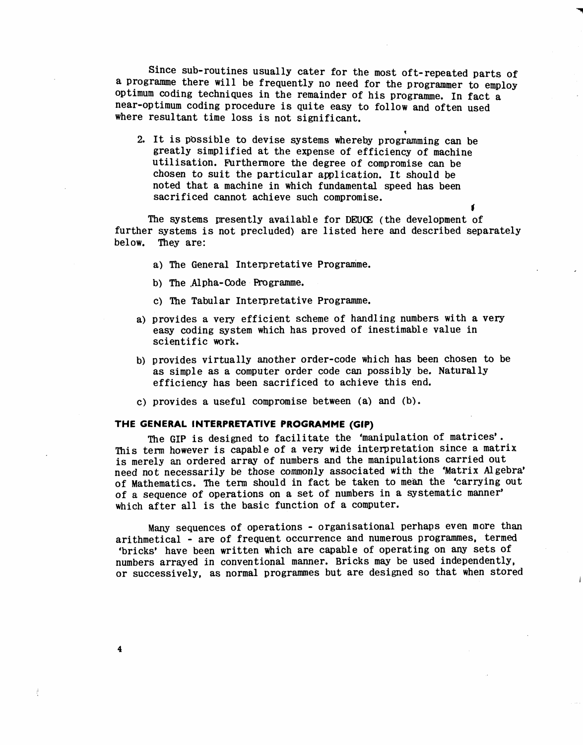Since sub-routines usually cater for the most oft-repeated parts of a programme there will be frequently no need for the programmer to employ optimum coding techniques in the remainder of his programme. In fact a near-optimum coding procedure is quite easy to follow and often used where resultant time loss is not significant.

2. It is possible to devise systems whereby programming can be greatly simplified at the expense of efficiency of machine utilisation. Furthermore the degree of compromise can be chosen to suit the particular application. It should be noted that a machine in which fundamental speed has been sacrificed cannot achieve such compromise.

The systems presently available for DEUCE (the development of further systems is not precluded) are listed here and described separately below. They are:

a) The General Interpretative Programme.

b) The Alpha-Code Programme.

c) The Tabular Interpretative Programme.

a) provides a very efficient scheme of handling numbers with a very easy coding system which has proved of inestimable value in scientific work.

b) provides virtually another order-code which has been chosen to be as simple as a computer order code can possibly be. Naturally efficiency has been sacrificed to achieve this end.

c) provides a useful compromise between (a) and (b).

### THE GENERAL INTERPRETATIVE PROGRAMME (GIP)

The GIP is designed to facilitate the 'manipulation of matrices'. This term however is capable of a very wide interpretation since a matrix is merely an ordered array of numbers and the manipulations carried out need not necessarily be those commonly associated with the 'Matrix Algebra' of Mathematics. The term should in fact be taken to mean the 'carrying out of a sequence of operations on a set of numbers in a systematic manner' which after all is the basic function of a computer.

Many sequences of operations - organisational perhaps even more than arithmetical - are of frequent occurrence and numerous programmes, termed 'bricks' have been written which are capable of operating on any sets of numbers arrayed in conventional manner. Bricks may be used independently, or successively, as normal programmes but are designed so that when stored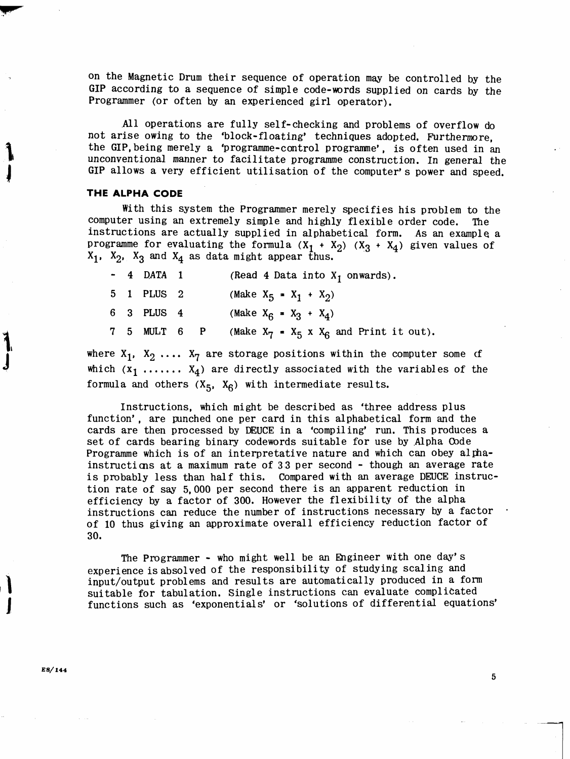on the Magnetic Drum their sequence of operation may be controlled by the GIP according to a sequence of simple code-words supplied on cards by the Programmer (or often by an experienced girl operator).

All operations are fully self-checking and problems of overflow do not arise owing to the 'block-floating' techniques adopted. Furthermore, the GIP, being merely a 'programme-control programme', is often used in an unconventional manner to facilitate programme construction. In general the GIP allows a very efficient utilisation of the computer's power and speed.

### THE ALPHA CODE

With this system the Programmer merely specifies his problem to the computer using an extremely simple and highly flexible order code. The instructions are actually supplied in alphabetical form. As an example a programme for evaluating the formula $(X_1 + X_2)\ (X_3 + X_4)$ given values of $X_1$, $X_2$, $X_3$ and $X_4$ as data might appear thus.

```
-  4  DATA  1         (Read 4 Data into X1 onwards).
5  1  PLUS  2         (Make X5 = X1 + X2)
6  3  PLUS  4         (Make X6 = X3 + X4)
7  5  MULT  6   P     (Make X7 = X5 x X6 and Print it out).
```

where $X_1$, $X_2$ .... $X_7$ are storage positions within the computer some of which ($x_1$ ....... $X_4$) are directly associated with the variables of the formula and others ($X_5$, $X_6$) with intermediate results.

Instructions, which might be described as 'three address plus function', are punched one per card in this alphabetical form and the cards are then processed by DEUCE in a 'compiling' run. This produces a set of cards bearing binary codewords suitable for use by Alpha Code Programme which is of an interpretative nature and which can obey alpha-instructions at a maximum rate of 33 per second - though an average rate is probably less than half this. Compared with an average DEUCE instruction rate of say 5,000 per second there is an apparent reduction in efficiency by a factor of 300. However the flexibility of the alpha instructions can reduce the number of instructions necessary by a factor of 10 thus giving an approximate overall efficiency reduction factor of 30.

The Programmer - who might well be an Engineer with one day's experience is absolved of the responsibility of studying scaling and input/output problems and results are automatically produced in a form suitable for tabulation. Single instructions can evaluate complicated functions such as 'exponentials' or 'solutions of differential equations'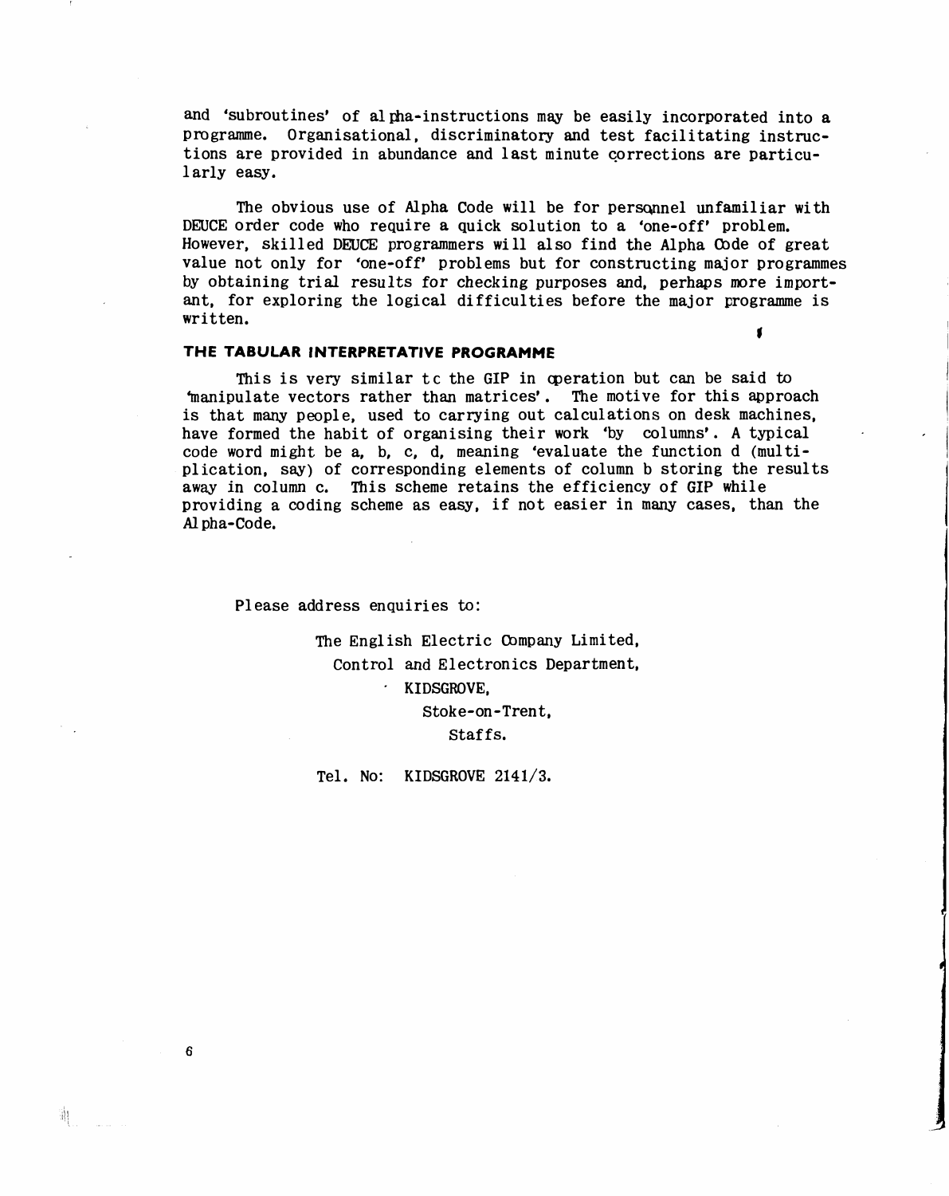and 'subroutines' of alpha-instructions may be easily incorporated into a programme. Organisational, discriminatory and test facilitating instructions are provided in abundance and last minute corrections are particularly easy.

The obvious use of Alpha Code will be for personnel unfamiliar with DEUCE order code who require a quick solution to a 'one-off' problem. However, skilled DEUCE programmers will also find the Alpha Code of great value not only for 'one-off' problems but for constructing major programmes by obtaining trial results for checking purposes and, perhaps more important, for exploring the logical difficulties before the major programme is written.

### THE TABULAR INTERPRETATIVE PROGRAMME

This is very similar to the GIP in operation but can be said to 'manipulate vectors rather than matrices'. The motive for this approach is that many people, used to carrying out calculations on desk machines, have formed the habit of organising their work 'by columns'. A typical code word might be a, b, c, d, meaning 'evaluate the function d (multiplication, say) of corresponding elements of column b storing the results away in column c. This scheme retains the efficiency of GIP while providing a coding scheme as easy, if not easier in many cases, than the Alpha-Code.

Please address enquiries to:

The English Electric Company Limited,
Control and Electronics Department,
KIDSGROVE,
Stoke-on-Trent,
Staffs.

Tel. No: KIDSGROVE 2141/3.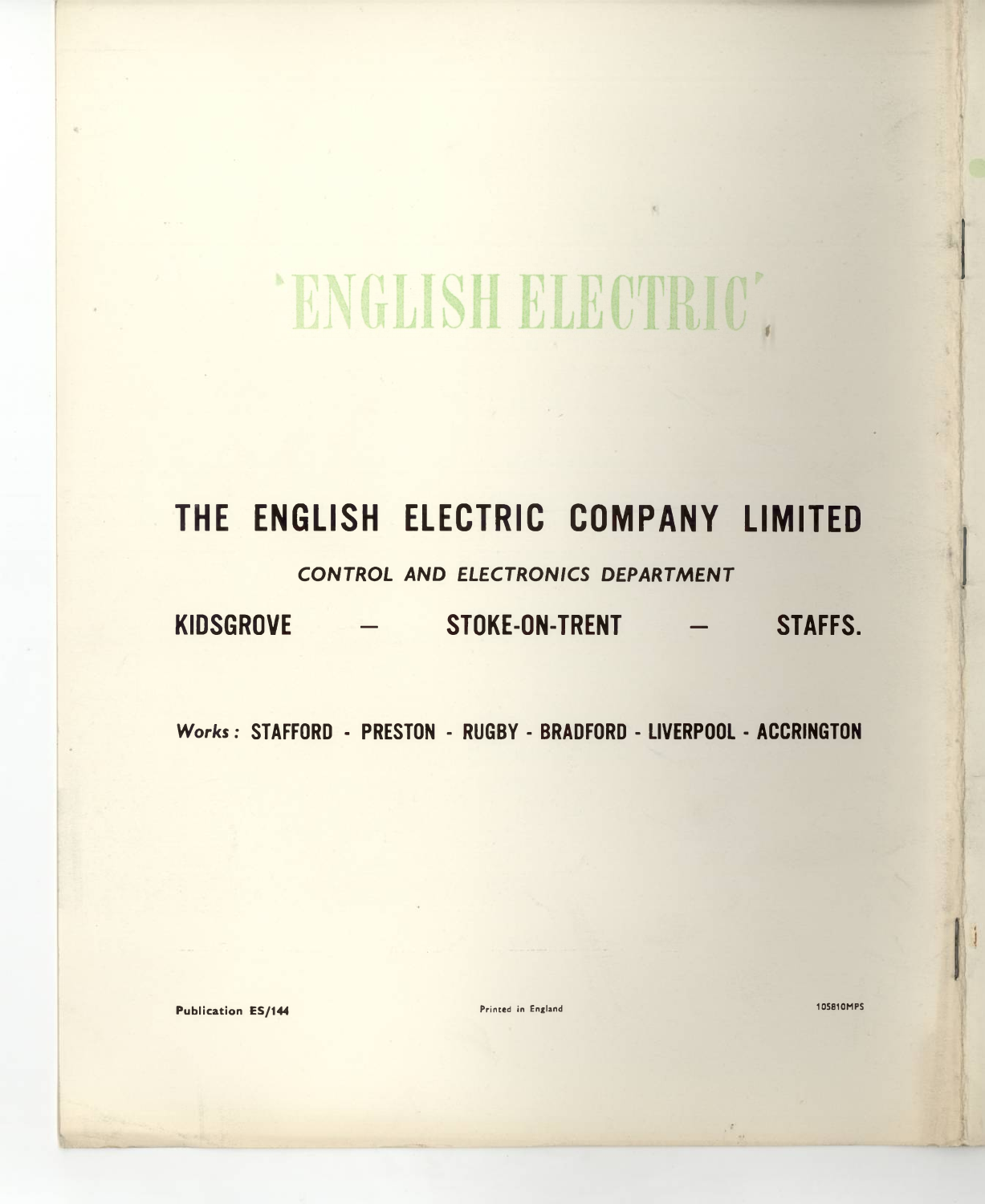# 'ENGLISH ELECTRIC'

## THE ENGLISH ELECTRIC COMPANY LIMITED

*CONTROL AND ELECTRONICS DEPARTMENT*

**KIDSGROVE — STOKE-ON-TRENT — STAFFS.**

*Works:* **STAFFORD - PRESTON - RUGBY - BRADFORD - LIVERPOOL - ACCRINGTON**

**Publication ES/144**

Printed in England

105810MPS